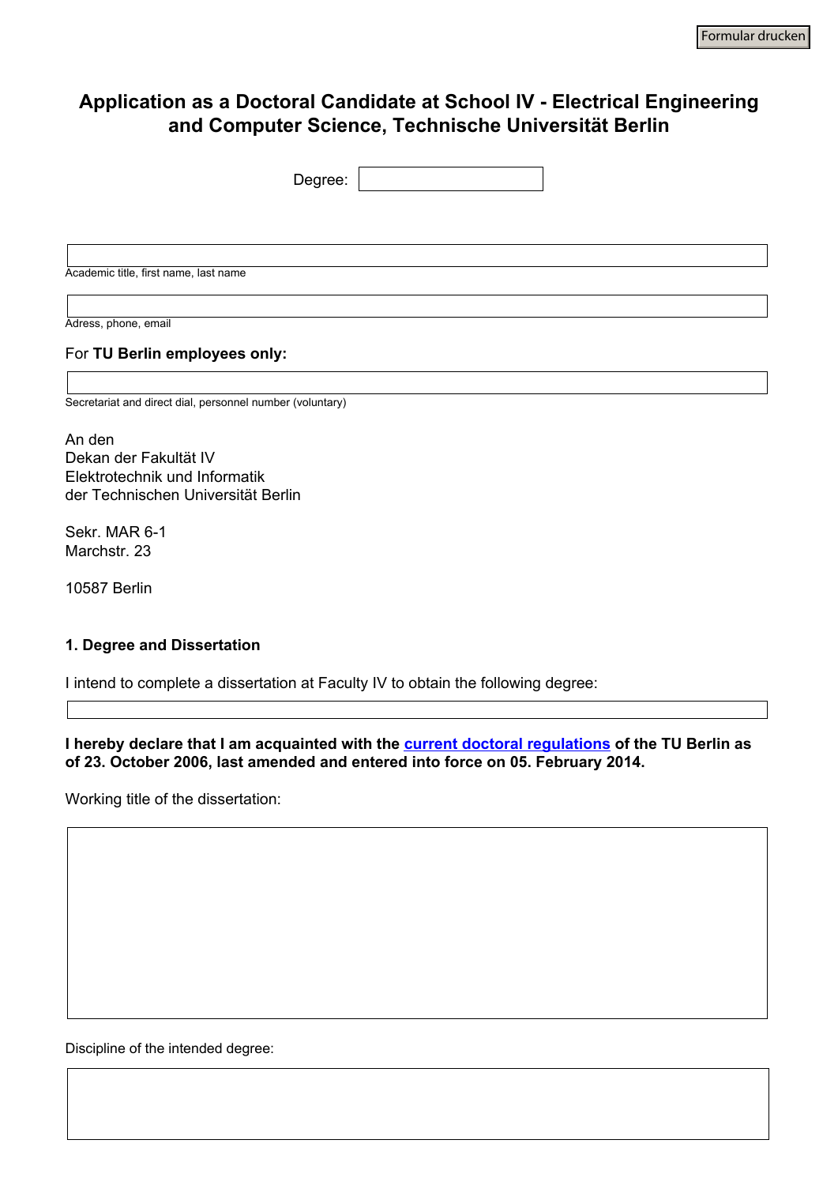Formular drucken

# Application as a Doctoral Candidate at School IV - Electrical Engineering and Computer Science, Technische Universität Berlin

Degree: 

Academic title, first name, last name

Adress, phone, email

For **TU Berlin employees only:**

Secretariat and direct dial, personnel number (voluntary)

An den
Dekan der Fakultät IV
Elektrotechnik und Informatik
der Technischen Universität Berlin

Sekr. MAR 6-1
Marchstr. 23

10587 Berlin

### 1. Degree and Dissertation

I intend to complete a dissertation at Faculty IV to obtain the following degree:

**I hereby declare that I am acquainted with the current doctoral regulations of the TU Berlin as of 23. October 2006, last amended and entered into force on 05. February 2014.**

Working title of the dissertation:

Discipline of the intended degree: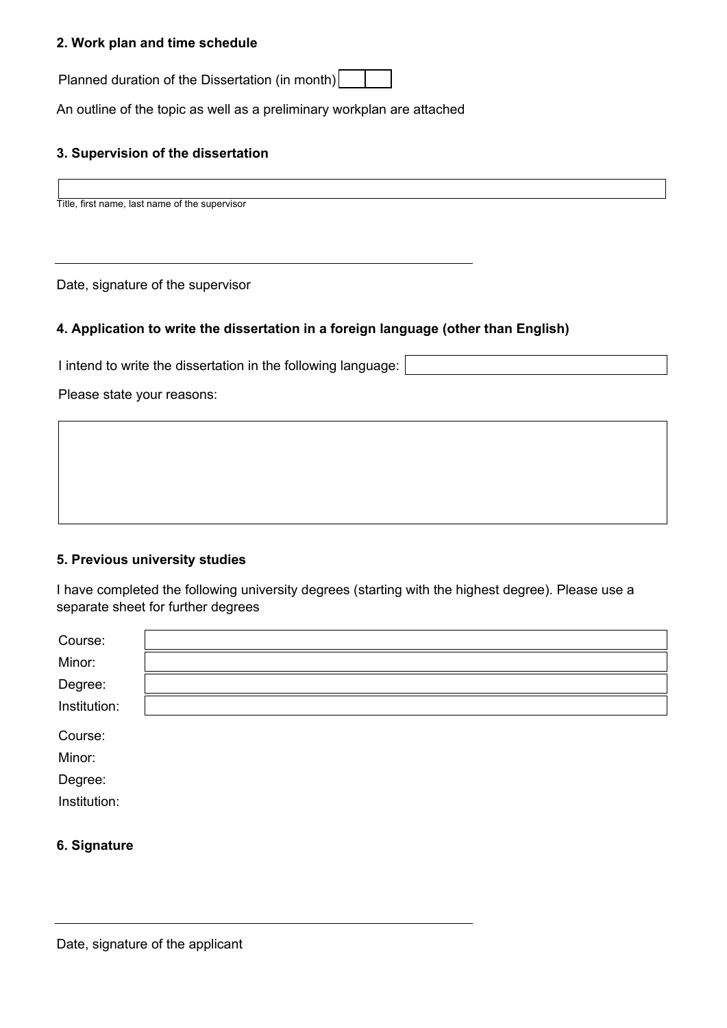**2. Work plan and time schedule**

Planned duration of the Dissertation (in month)

An outline of the topic as well as a preliminary workplan are attached

**3. Supervision of the dissertation**

Title, first name, last name of the supervisor

Date, signature of the supervisor

**4. Application to write the dissertation in a foreign language (other than English)**

I intend to write the dissertation in the following language:

Please state your reasons:

**5. Previous university studies**

I have completed the following university degrees (starting with the highest degree). Please use a separate sheet for further degrees

Course:

Minor:

Degree:

Institution:

Course:

Minor:

Degree:

Institution:

**6. Signature**

Date, signature of the applicant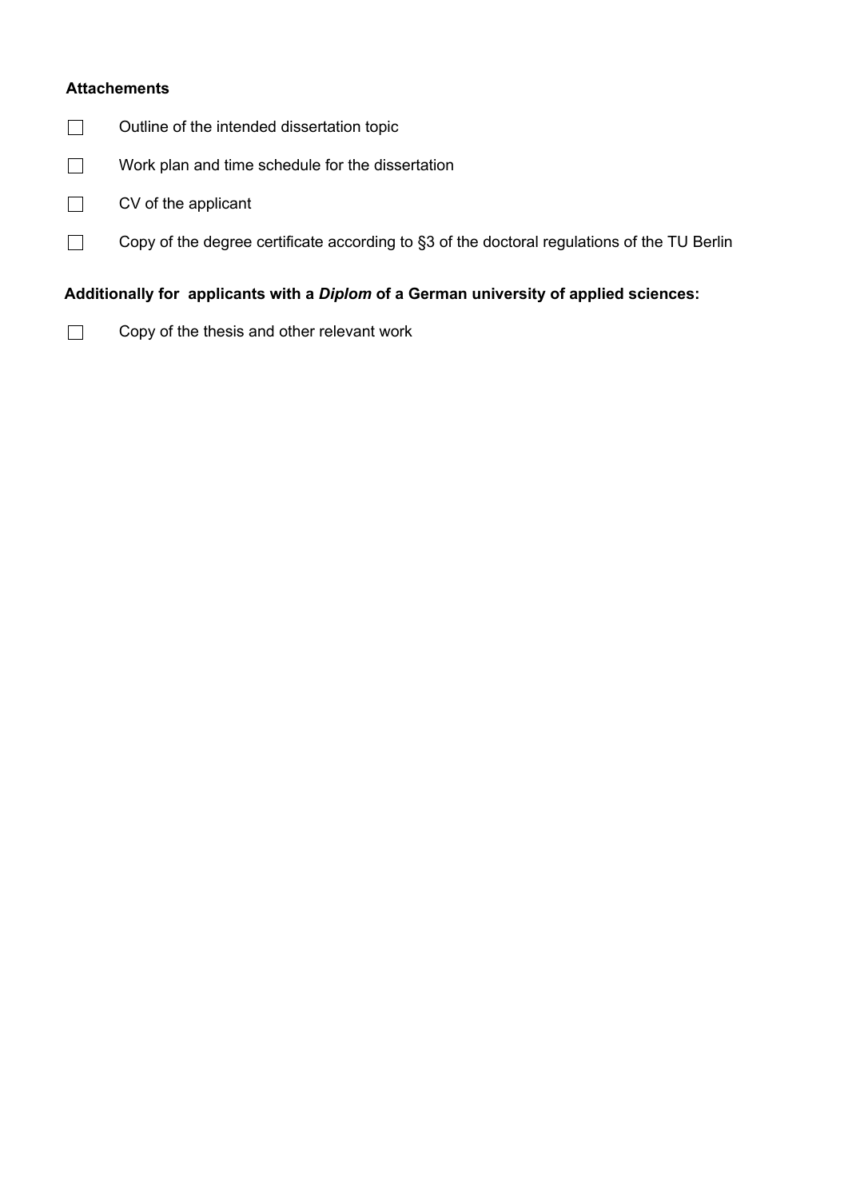**Attachements**

- [ ] Outline of the intended dissertation topic
- [ ] Work plan and time schedule for the dissertation
- [ ] CV of the applicant
- [ ] Copy of the degree certificate according to §3 of the doctoral regulations of the TU Berlin

**Additionally for applicants with a *Diplom* of a German university of applied sciences:**

- [ ] Copy of the thesis and other relevant work